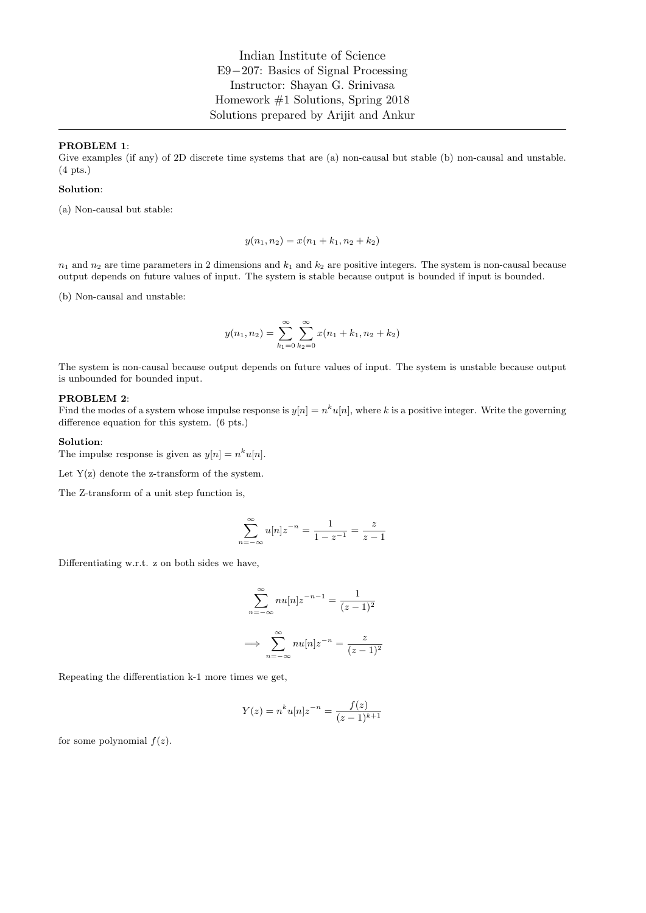Indian Institute of Science
E9−207: Basics of Signal Processing
Instructor: Shayan G. Srinivasa
Homework #1 Solutions, Spring 2018
Solutions prepared by Arijit and Ankur

---

**PROBLEM 1**:
Give examples (if any) of 2D discrete time systems that are (a) non-causal but stable (b) non-causal and unstable. (4 pts.)

**Solution**:

(a) Non-causal but stable:

$$y(n_1, n_2) = x(n_1 + k_1, n_2 + k_2)$$

$n_1$ and $n_2$ are time parameters in 2 dimensions and $k_1$ and $k_2$ are positive integers. The system is non-causal because output depends on future values of input. The system is stable because output is bounded if input is bounded.

(b) Non-causal and unstable:

$$y(n_1, n_2) = \sum_{k_1=0}^{\infty} \sum_{k_2=0}^{\infty} x(n_1 + k_1, n_2 + k_2)$$

The system is non-causal because output depends on future values of input. The system is unstable because output is unbounded for bounded input.

**PROBLEM 2**:
Find the modes of a system whose impulse response is $y[n] = n^k u[n]$, where $k$ is a positive integer. Write the governing difference equation for this system. (6 pts.)

**Solution**:
The impulse response is given as $y[n] = n^k u[n]$.

Let Y(z) denote the z-transform of the system.

The Z-transform of a unit step function is,

$$\sum_{n=-\infty}^{\infty} u[n]z^{-n} = \frac{1}{1 - z^{-1}} = \frac{z}{z-1}$$

Differentiating w.r.t. z on both sides we have,

$$\sum_{n=-\infty}^{\infty} nu[n]z^{-n-1} = \frac{1}{(z-1)^2}$$

$$\implies \sum_{n=-\infty}^{\infty} nu[n]z^{-n} = \frac{z}{(z-1)^2}$$

Repeating the differentiation k-1 more times we get,

$$Y(z) = n^k u[n]z^{-n} = \frac{f(z)}{(z-1)^{k+1}}$$

for some polynomial $f(z)$.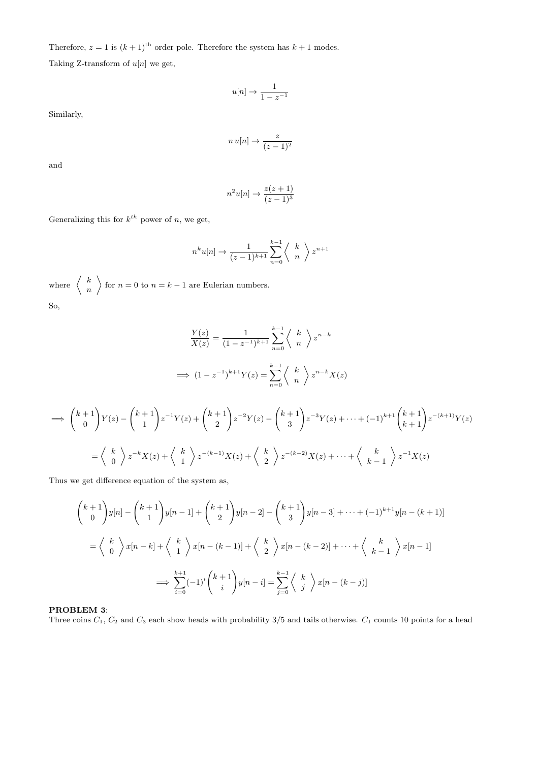Therefore, $z = 1$ is $(k+1)^{\text{th}}$ order pole. Therefore the system has $k+1$ modes.

Taking Z-transform of $u[n]$ we get,

$$u[n] \to \frac{1}{1 - z^{-1}}$$

Similarly,

$$n\, u[n] \to \frac{z}{(z-1)^2}$$

and

$$n^2 u[n] \to \frac{z(z+1)}{(z-1)^3}$$

Generalizing this for $k^{th}$ power of $n$, we get,

$$n^k u[n] \to \frac{1}{(z-1)^{k+1}} \sum_{n=0}^{k-1} \left\langle \begin{array}{c} k \\ n \end{array} \right\rangle z^{n+1}$$

where $\left\langle \begin{array}{c} k \\ n \end{array} \right\rangle$ for $n = 0$ to $n = k-1$ are Eulerian numbers.

So,

$$\frac{Y(z)}{X(z)} = \frac{1}{(1 - z^{-1})^{k+1}} \sum_{n=0}^{k-1} \left\langle \begin{array}{c} k \\ n \end{array} \right\rangle z^{n-k}$$

$$\implies (1 - z^{-1})^{k+1} Y(z) = \sum_{n=0}^{k-1} \left\langle \begin{array}{c} k \\ n \end{array} \right\rangle z^{n-k} X(z)$$

$$\implies \binom{k+1}{0} Y(z) - \binom{k+1}{1} z^{-1} Y(z) + \binom{k+1}{2} z^{-2} Y(z) - \binom{k+1}{3} z^{-3} Y(z) + \cdots + (-1)^{k+1} \binom{k+1}{k+1} z^{-(k+1)} Y(z)$$

$$= \left\langle \begin{array}{c} k \\ 0 \end{array} \right\rangle z^{-k} X(z) + \left\langle \begin{array}{c} k \\ 1 \end{array} \right\rangle z^{-(k-1)} X(z) + \left\langle \begin{array}{c} k \\ 2 \end{array} \right\rangle z^{-(k-2)} X(z) + \cdots + \left\langle \begin{array}{c} k \\ k-1 \end{array} \right\rangle z^{-1} X(z)$$

Thus we get difference equation of the system as,

$$\binom{k+1}{0} y[n] - \binom{k+1}{1} y[n-1] + \binom{k+1}{2} y[n-2] - \binom{k+1}{3} y[n-3] + \cdots + (-1)^{k+1} y[n-(k+1)]$$

$$= \left\langle \begin{array}{c} k \\ 0 \end{array} \right\rangle x[n-k] + \left\langle \begin{array}{c} k \\ 1 \end{array} \right\rangle x[n-(k-1)] + \left\langle \begin{array}{c} k \\ 2 \end{array} \right\rangle x[n-(k-2)] + \cdots + \left\langle \begin{array}{c} k \\ k-1 \end{array} \right\rangle x[n-1]$$

$$\implies \sum_{i=0}^{k+1} (-1)^i \binom{k+1}{i} y[n-i] = \sum_{j=0}^{k-1} \left\langle \begin{array}{c} k \\ j \end{array} \right\rangle x[n-(k-j)]$$

**PROBLEM 3**:
Three coins $C_1$, $C_2$ and $C_3$ each show heads with probability 3/5 and tails otherwise. $C_1$ counts 10 points for a head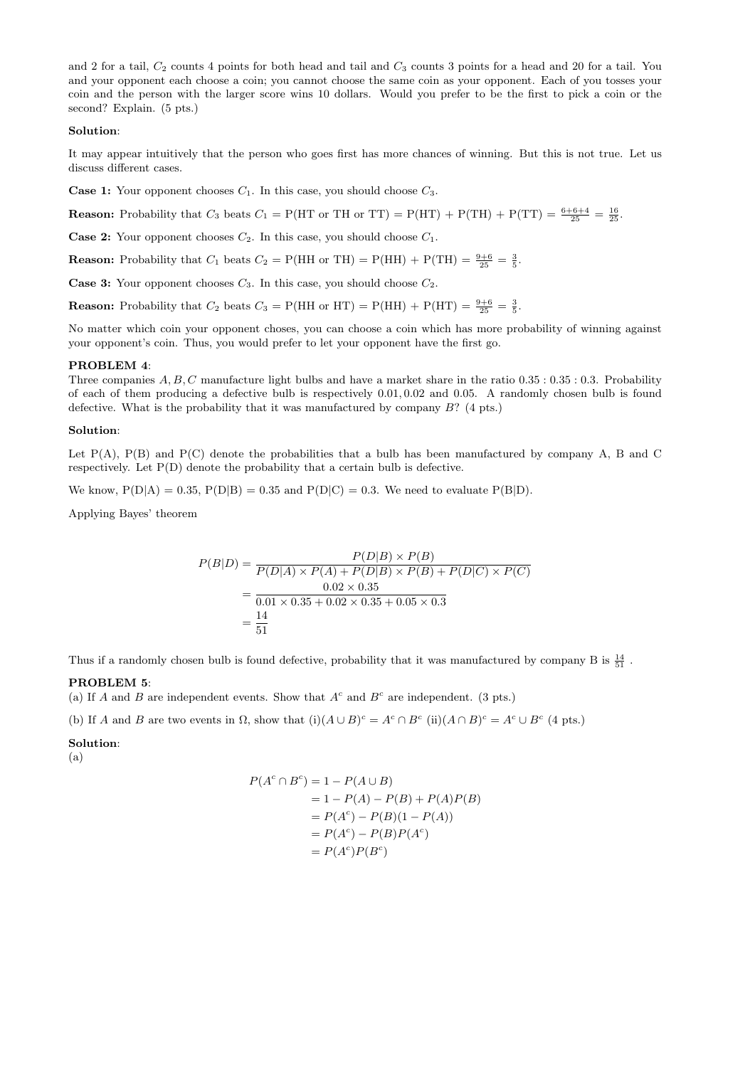and 2 for a tail, $C_2$ counts 4 points for both head and tail and $C_3$ counts 3 points for a head and 20 for a tail. You and your opponent each choose a coin; you cannot choose the same coin as your opponent. Each of you tosses your coin and the person with the larger score wins 10 dollars. Would you prefer to be the first to pick a coin or the second? Explain. (5 pts.)

**Solution**:

It may appear intuitively that the person who goes first has more chances of winning. But this is not true. Let us discuss different cases.

**Case 1:** Your opponent chooses $C_1$. In this case, you should choose $C_3$.

**Reason:** Probability that $C_3$ beats $C_1$ = P(HT or TH or TT) = P(HT) + P(TH) + P(TT) = $\frac{6+6+4}{25} = \frac{16}{25}$.

**Case 2:** Your opponent chooses $C_2$. In this case, you should choose $C_1$.

**Reason:** Probability that $C_1$ beats $C_2$ = P(HH or TH) = P(HH) + P(TH) = $\frac{9+6}{25} = \frac{3}{5}$.

**Case 3:** Your opponent chooses $C_3$. In this case, you should choose $C_2$.

**Reason:** Probability that $C_2$ beats $C_3$ = P(HH or HT) = P(HH) + P(HT) = $\frac{9+6}{25} = \frac{3}{5}$.

No matter which coin your opponent choses, you can choose a coin which has more probability of winning against your opponent's coin. Thus, you would prefer to let your opponent have the first go.

**PROBLEM 4**:
Three companies $A, B, C$ manufacture light bulbs and have a market share in the ratio $0.35 : 0.35 : 0.3$. Probability of each of them producing a defective bulb is respectively $0.01, 0.02$ and $0.05$. A randomly chosen bulb is found defective. What is the probability that it was manufactured by company $B$? (4 pts.)

**Solution**:

Let P(A), P(B) and P(C) denote the probabilities that a bulb has been manufactured by company A, B and C respectively. Let P(D) denote the probability that a certain bulb is defective.

We know, P(D|A) = 0.35, P(D|B) = 0.35 and P(D|C) = 0.3. We need to evaluate P(B|D).

Applying Bayes' theorem

$$
\begin{aligned}
P(B|D) &= \frac{P(D|B) \times P(B)}{P(D|A) \times P(A) + P(D|B) \times P(B) + P(D|C) \times P(C)} \\
&= \frac{0.02 \times 0.35}{0.01 \times 0.35 + 0.02 \times 0.35 + 0.05 \times 0.3} \\
&= \frac{14}{51}
\end{aligned}
$$

Thus if a randomly chosen bulb is found defective, probability that it was manufactured by company B is $\frac{14}{51}$ .

**PROBLEM 5**:
(a) If $A$ and $B$ are independent events. Show that $A^c$ and $B^c$ are independent. (3 pts.)

(b) If $A$ and $B$ are two events in $\Omega$, show that (i)$(A \cup B)^c = A^c \cap B^c$ (ii)$(A \cap B)^c = A^c \cup B^c$ (4 pts.)

**Solution**:
(a)

$$
\begin{aligned}
P(A^c \cap B^c) &= 1 - P(A \cup B) \\
&= 1 - P(A) - P(B) + P(A)P(B) \\
&= P(A^c) - P(B)(1 - P(A)) \\
&= P(A^c) - P(B)P(A^c) \\
&= P(A^c)P(B^c)
\end{aligned}
$$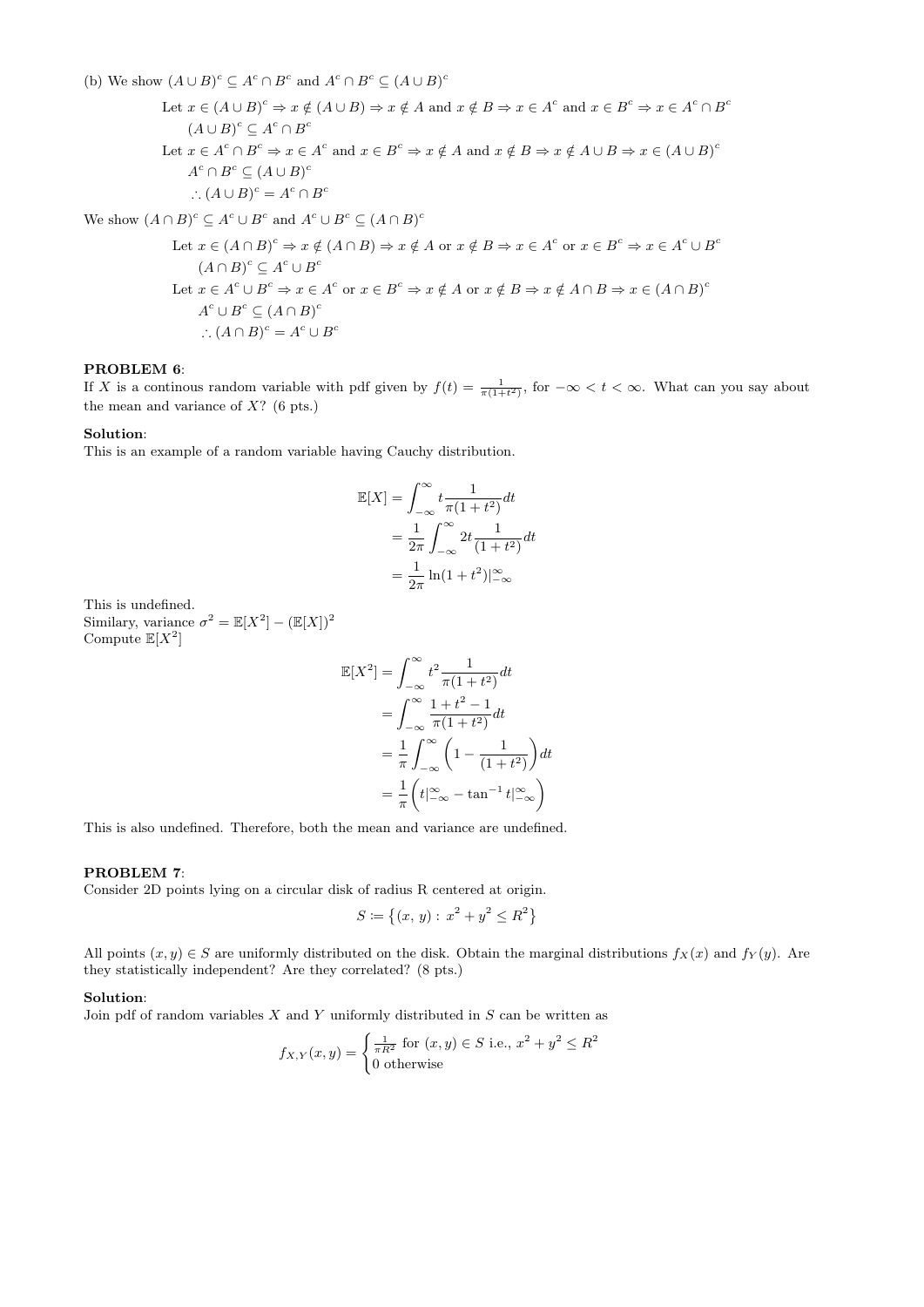(b) We show $(A \cup B)^c \subseteq A^c \cap B^c$ and $A^c \cap B^c \subseteq (A \cup B)^c$

Let $x \in (A \cup B)^c \Rightarrow x \notin (A \cup B) \Rightarrow x \notin A$ and $x \notin B \Rightarrow x \in A^c$ and $x \in B^c \Rightarrow x \in A^c \cap B^c$

$(A \cup B)^c \subseteq A^c \cap B^c$

Let $x \in A^c \cap B^c \Rightarrow x \in A^c$ and $x \in B^c \Rightarrow x \notin A$ and $x \notin B \Rightarrow x \notin A \cup B \Rightarrow x \in (A \cup B)^c$

$A^c \cap B^c \subseteq (A \cup B)^c$

$\therefore (A \cup B)^c = A^c \cap B^c$

We show $(A \cap B)^c \subseteq A^c \cup B^c$ and $A^c \cup B^c \subseteq (A \cap B)^c$

Let $x \in (A \cap B)^c \Rightarrow x \notin (A \cap B) \Rightarrow x \notin A$ or $x \notin B \Rightarrow x \in A^c$ or $x \in B^c \Rightarrow x \in A^c \cup B^c$

$(A \cap B)^c \subseteq A^c \cup B^c$

Let $x \in A^c \cup B^c \Rightarrow x \in A^c$ or $x \in B^c \Rightarrow x \notin A$ or $x \notin B \Rightarrow x \notin A \cap B \Rightarrow x \in (A \cap B)^c$

$A^c \cup B^c \subseteq (A \cap B)^c$

$\therefore (A \cap B)^c = A^c \cup B^c$

**PROBLEM 6**:
If $X$ is a continous random variable with pdf given by $f(t) = \frac{1}{\pi(1+t^2)}$, for $-\infty < t < \infty$. What can you say about the mean and variance of $X$? (6 pts.)

**Solution**:
This is an example of a random variable having Cauchy distribution.

$$\begin{aligned}
\mathbb{E}[X] &= \int_{-\infty}^{\infty} t \frac{1}{\pi(1+t^2)} dt \\
&= \frac{1}{2\pi} \int_{-\infty}^{\infty} 2t \frac{1}{(1+t^2)} dt \\
&= \frac{1}{2\pi} \ln(1+t^2)|_{-\infty}^{\infty}
\end{aligned}$$

This is undefined.
Similary, variance $\sigma^2 = \mathbb{E}[X^2] - (\mathbb{E}[X])^2$
Compute $\mathbb{E}[X^2]$

$$\begin{aligned}
\mathbb{E}[X^2] &= \int_{-\infty}^{\infty} t^2 \frac{1}{\pi(1+t^2)} dt \\
&= \int_{-\infty}^{\infty} \frac{1+t^2-1}{\pi(1+t^2)} dt \\
&= \frac{1}{\pi} \int_{-\infty}^{\infty} \left(1 - \frac{1}{(1+t^2)}\right) dt \\
&= \frac{1}{\pi} \left( t|_{-\infty}^{\infty} - \tan^{-1} t|_{-\infty}^{\infty} \right)
\end{aligned}$$

This is also undefined. Therefore, both the mean and variance are undefined.

**PROBLEM 7**:
Consider 2D points lying on a circular disk of radius R centered at origin.

$$S \coloneqq \left\{(x, y) : x^2 + y^2 \leq R^2\right\}$$

All points $(x, y) \in S$ are uniformly distributed on the disk. Obtain the marginal distributions $f_X(x)$ and $f_Y(y)$. Are they statistically independent? Are they correlated? (8 pts.)

**Solution**:
Join pdf of random variables $X$ and $Y$ uniformly distributed in $S$ can be written as

$$f_{X,Y}(x, y) = \begin{cases} \frac{1}{\pi R^2} \text{ for } (x, y) \in S \text{ i.e., } x^2 + y^2 \leq R^2 \\ 0 \text{ otherwise} \end{cases}$$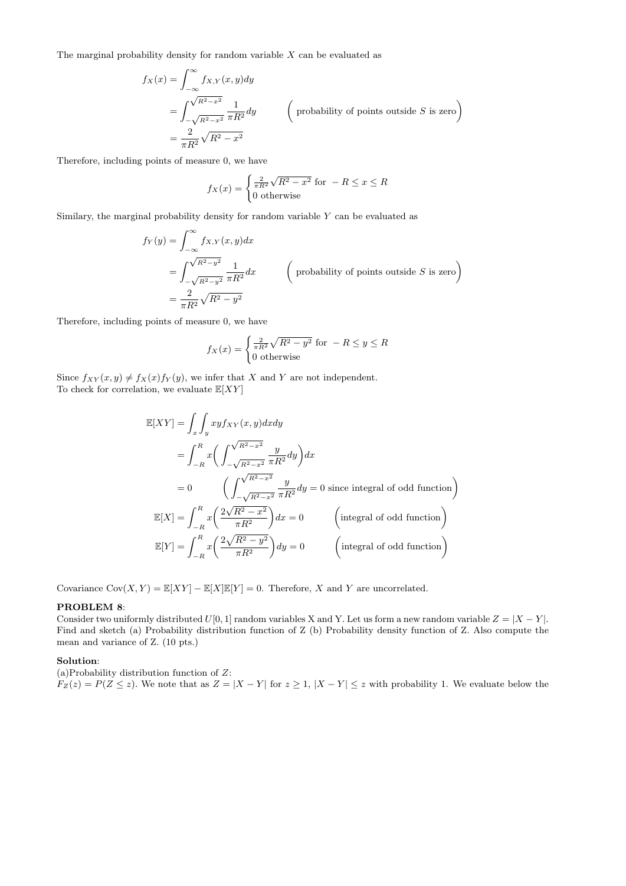The marginal probability density for random variable $X$ can be evaluated as

$$
\begin{aligned}
f_X(x) &= \int_{-\infty}^{\infty} f_{X,Y}(x,y)dy \\
&= \int_{-\sqrt{R^2-x^2}}^{\sqrt{R^2-x^2}} \frac{1}{\pi R^2} dy \qquad \Big(\text{probability of points outside } S \text{ is zero}\Big) \\
&= \frac{2}{\pi R^2}\sqrt{R^2-x^2}
\end{aligned}
$$

Therefore, including points of measure 0, we have

$$
f_X(x) = \begin{cases} \frac{2}{\pi R^2}\sqrt{R^2-x^2} \text{ for } -R \le x \le R \\ 0 \text{ otherwise} \end{cases}
$$

Similary, the marginal probability density for random variable $Y$ can be evaluated as

$$
\begin{aligned}
f_Y(y) &= \int_{-\infty}^{\infty} f_{X,Y}(x,y)dx \\
&= \int_{-\sqrt{R^2-y^2}}^{\sqrt{R^2-y^2}} \frac{1}{\pi R^2} dx \qquad \Big(\text{probability of points outside } S \text{ is zero}\Big) \\
&= \frac{2}{\pi R^2}\sqrt{R^2-y^2}
\end{aligned}
$$

Therefore, including points of measure 0, we have

$$
f_X(x) = \begin{cases} \frac{2}{\pi R^2}\sqrt{R^2-y^2} \text{ for } -R \le y \le R \\ 0 \text{ otherwise} \end{cases}
$$

Since $f_{XY}(x,y) \neq f_X(x)f_Y(y)$, we infer that $X$ and $Y$ are not independent.
To check for correlation, we evaluate $\mathbb{E}[XY]$

$$
\begin{aligned}
\mathbb{E}[XY] &= \int_x\int_y xyf_{XY}(x,y)dxdy \\
&= \int_{-R}^{R} x\Big(\int_{-\sqrt{R^2-x^2}}^{\sqrt{R^2-x^2}} \frac{y}{\pi R^2}dy\Big)dx \\
&= 0 \qquad \Big(\int_{-\sqrt{R^2-x^2}}^{\sqrt{R^2-x^2}} \frac{y}{\pi R^2}dy = 0 \text{ since integral of odd function}\Big) \\
\mathbb{E}[X] &= \int_{-R}^{R} x\Big(\frac{2\sqrt{R^2-x^2}}{\pi R^2}\Big)dx = 0 \qquad \Big(\text{integral of odd function}\Big) \\
\mathbb{E}[Y] &= \int_{-R}^{R} x\Big(\frac{2\sqrt{R^2-y^2}}{\pi R^2}\Big)dy = 0 \qquad \Big(\text{integral of odd function}\Big)
\end{aligned}
$$

Covariance $\text{Cov}(X,Y) = \mathbb{E}[XY] - \mathbb{E}[X]\mathbb{E}[Y] = 0$. Therefore, $X$ and $Y$ are uncorrelated.

**PROBLEM 8**:
Consider two uniformly distributed $U[0,1]$ random variables X and Y. Let us form a new random variable $Z = |X - Y|$. Find and sketch (a) Probability distribution function of Z (b) Probability density function of Z. Also compute the mean and variance of Z. (10 pts.)

**Solution**:
(a)Probability distribution function of $Z$:
$F_Z(z) = P(Z \le z)$. We note that as $Z = |X - Y|$ for $z \ge 1$, $|X - Y| \le z$ with probability 1. We evaluate below the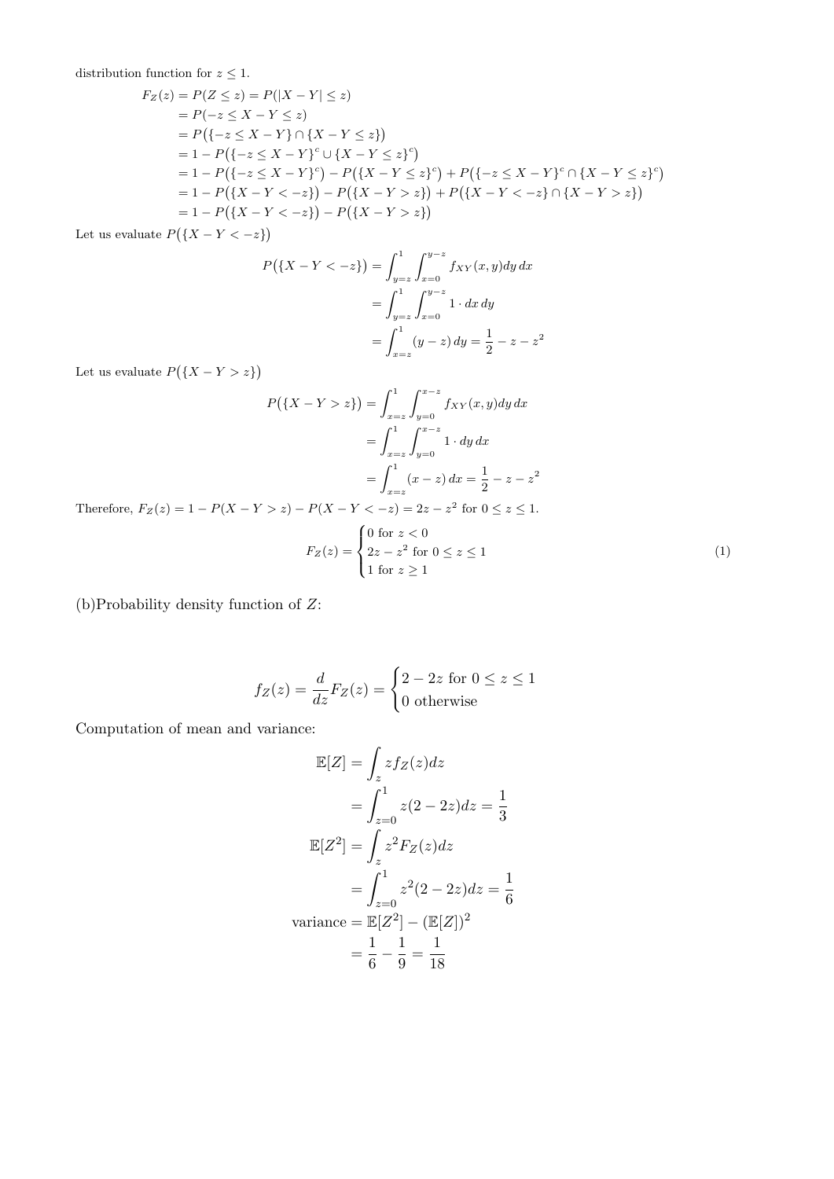distribution function for $z \leq 1$.

$$
\begin{aligned}
F_Z(z) &= P(Z \leq z) = P(|X - Y| \leq z) \\
&= P(-z \leq X - Y \leq z) \\
&= P\big(\{-z \leq X - Y\} \cap \{X - Y \leq z\}\big) \\
&= 1 - P\big(\{-z \leq X - Y\}^c \cup \{X - Y \leq z\}^c\big) \\
&= 1 - P\big(\{-z \leq X - Y\}^c\big) - P\big(\{X - Y \leq z\}^c\big) + P\big(\{-z \leq X - Y\}^c \cap \{X - Y \leq z\}^c\big) \\
&= 1 - P\big(\{X - Y < -z\}\big) - P\big(\{X - Y > z\}\big) + P\big(\{X - Y < -z\} \cap \{X - Y > z\}\big) \\
&= 1 - P\big(\{X - Y < -z\}\big) - P\big(\{X - Y > z\}\big)
\end{aligned}
$$

Let us evaluate $P\big(\{X - Y < -z\}\big)$

$$
\begin{aligned}
P\big(\{X - Y < -z\}\big) &= \int_{y=z}^{1} \int_{x=0}^{y-z} f_{XY}(x, y) dy\, dx \\
&= \int_{y=z}^{1} \int_{x=0}^{y-z} 1 \cdot dx\, dy \\
&= \int_{x=z}^{1} (y - z)\, dy = \frac{1}{2} - z - z^2
\end{aligned}
$$

Let us evaluate $P\big(\{X - Y > z\}\big)$

$$
\begin{aligned}
P\big(\{X - Y > z\}\big) &= \int_{x=z}^{1} \int_{y=0}^{x-z} f_{XY}(x, y) dy\, dx \\
&= \int_{x=z}^{1} \int_{y=0}^{x-z} 1 \cdot dy\, dx \\
&= \int_{x=z}^{1} (x - z)\, dx = \frac{1}{2} - z - z^2
\end{aligned}
$$

Therefore, $F_Z(z) = 1 - P(X - Y > z) - P(X - Y < -z) = 2z - z^2$ for $0 \leq z \leq 1$.

$$
F_Z(z) = \begin{cases} 0 \text{ for } z < 0 \\ 2z - z^2 \text{ for } 0 \leq z \leq 1 \\ 1 \text{ for } z \geq 1 \end{cases} \tag{1}
$$

(b)Probability density function of $Z$:

$$
f_Z(z) = \frac{d}{dz} F_Z(z) = \begin{cases} 2 - 2z \text{ for } 0 \leq z \leq 1 \\ 0 \text{ otherwise} \end{cases}
$$

Computation of mean and variance:

$$
\begin{aligned}
\mathbb{E}[Z] &= \int_z z f_Z(z) dz \\
&= \int_{z=0}^{1} z(2 - 2z) dz = \frac{1}{3} \\
\mathbb{E}[Z^2] &= \int_z z^2 F_Z(z) dz \\
&= \int_{z=0}^{1} z^2(2 - 2z) dz = \frac{1}{6} \\
\text{variance} &= \mathbb{E}[Z^2] - (\mathbb{E}[Z])^2 \\
&= \frac{1}{6} - \frac{1}{9} = \frac{1}{18}
\end{aligned}
$$